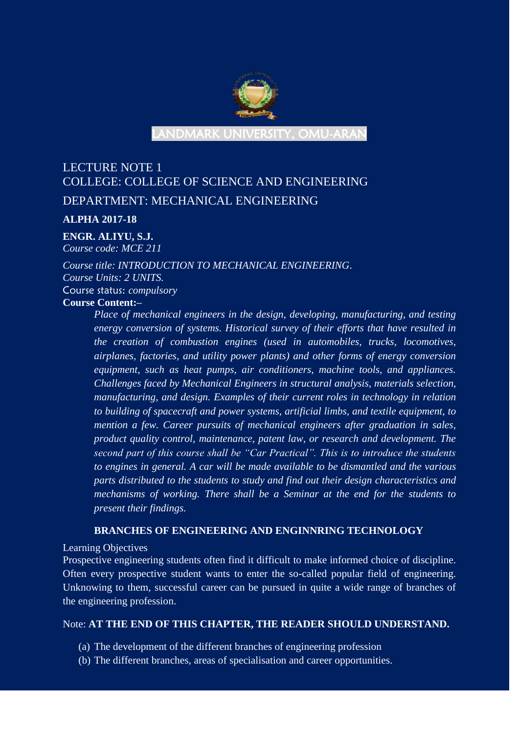LANDMARK UNIVERSITY, OMU-ARAN

LECTURE NOTE 1

COLLEGE: COLLEGE OF SCIENCE AND ENGINEERING

DEPARTMENT: MECHANICAL ENGINEERING

**ALPHA 2017-18**

**ENGR. ALIYU, S.J.**

*Course code: MCE 211*

*Course title: INTRODUCTION TO MECHANICAL ENGINEERING.*

*Course Units: 2 UNITS.*

Course status: *compulsory*

**Course Content:–**

> *Place of mechanical engineers in the design, developing, manufacturing, and testing energy conversion of systems. Historical survey of their efforts that have resulted in the creation of combustion engines (used in automobiles, trucks, locomotives, airplanes, factories, and utility power plants) and other forms of energy conversion equipment, such as heat pumps, air conditioners, machine tools, and appliances. Challenges faced by Mechanical Engineers in structural analysis, materials selection, manufacturing, and design. Examples of their current roles in technology in relation to building of spacecraft and power systems, artificial limbs, and textile equipment, to mention a few. Career pursuits of mechanical engineers after graduation in sales, product quality control, maintenance, patent law, or research and development. The second part of this course shall be "Car Practical". This is to introduce the students to engines in general. A car will be made available to be dismantled and the various parts distributed to the students to study and find out their design characteristics and mechanisms of working. There shall be a Seminar at the end for the students to present their findings.*

## BRANCHES OF ENGINEERING AND ENGINNRING TECHNOLOGY

Learning Objectives

Prospective engineering students often find it difficult to make informed choice of discipline. Often every prospective student wants to enter the so-called popular field of engineering. Unknowing to them, successful career can be pursued in quite a wide range of branches of the engineering profession.

Note: **AT THE END OF THIS CHAPTER, THE READER SHOULD UNDERSTAND.**

(a) The development of the different branches of engineering profession

(b) The different branches, areas of specialisation and career opportunities.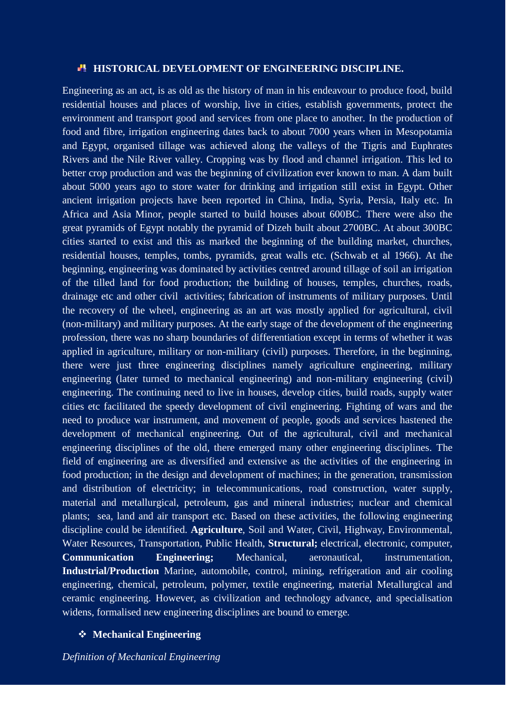## HISTORICAL DEVELOPMENT OF ENGINEERING DISCIPLINE.

Engineering as an act, is as old as the history of man in his endeavour to produce food, build residential houses and places of worship, live in cities, establish governments, protect the environment and transport good and services from one place to another. In the production of food and fibre, irrigation engineering dates back to about 7000 years when in Mesopotamia and Egypt, organised tillage was achieved along the valleys of the Tigris and Euphrates Rivers and the Nile River valley. Cropping was by flood and channel irrigation. This led to better crop production and was the beginning of civilization ever known to man. A dam built about 5000 years ago to store water for drinking and irrigation still exist in Egypt. Other ancient irrigation projects have been reported in China, India, Syria, Persia, Italy etc. In Africa and Asia Minor, people started to build houses about 600BC. There were also the great pyramids of Egypt notably the pyramid of Dizeh built about 2700BC. At about 300BC cities started to exist and this as marked the beginning of the building market, churches, residential houses, temples, tombs, pyramids, great walls etc. (Schwab et al 1966). At the beginning, engineering was dominated by activities centred around tillage of soil an irrigation of the tilled land for food production; the building of houses, temples, churches, roads, drainage etc and other civil activities; fabrication of instruments of military purposes. Until the recovery of the wheel, engineering as an art was mostly applied for agricultural, civil (non-military) and military purposes. At the early stage of the development of the engineering profession, there was no sharp boundaries of differentiation except in terms of whether it was applied in agriculture, military or non-military (civil) purposes. Therefore, in the beginning, there were just three engineering disciplines namely agriculture engineering, military engineering (later turned to mechanical engineering) and non-military engineering (civil) engineering. The continuing need to live in houses, develop cities, build roads, supply water cities etc facilitated the speedy development of civil engineering. Fighting of wars and the need to produce war instrument, and movement of people, goods and services hastened the development of mechanical engineering. Out of the agricultural, civil and mechanical engineering disciplines of the old, there emerged many other engineering disciplines. The field of engineering are as diversified and extensive as the activities of the engineering in food production; in the design and development of machines; in the generation, transmission and distribution of electricity; in telecommunications, road construction, water supply, material and metallurgical, petroleum, gas and mineral industries; nuclear and chemical plants; sea, land and air transport etc. Based on these activities, the following engineering discipline could be identified. **Agriculture**, Soil and Water, Civil, Highway, Environmental, Water Resources, Transportation, Public Health, **Structural;** electrical, electronic, computer, **Communication Engineering;** Mechanical, aeronautical, instrumentation, **Industrial/Production** Marine, automobile, control, mining, refrigeration and air cooling engineering, chemical, petroleum, polymer, textile engineering, material Metallurgical and ceramic engineering. However, as civilization and technology advance, and specialisation widens, formalised new engineering disciplines are bound to emerge.

### Mechanical Engineering

*Definition of Mechanical Engineering*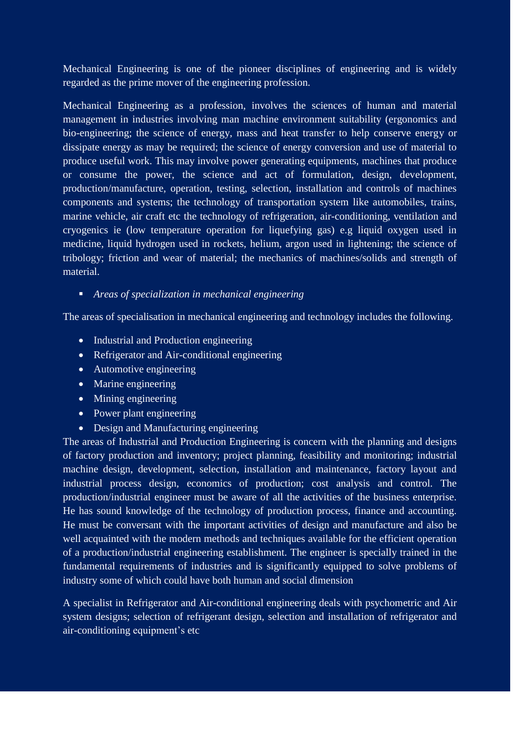Mechanical Engineering is one of the pioneer disciplines of engineering and is widely regarded as the prime mover of the engineering profession.

Mechanical Engineering as a profession, involves the sciences of human and material management in industries involving man machine environment suitability (ergonomics and bio-engineering; the science of energy, mass and heat transfer to help conserve energy or dissipate energy as may be required; the science of energy conversion and use of material to produce useful work. This may involve power generating equipments, machines that produce or consume the power, the science and act of formulation, design, development, production/manufacture, operation, testing, selection, installation and controls of machines components and systems; the technology of transportation system like automobiles, trains, marine vehicle, air craft etc the technology of refrigeration, air-conditioning, ventilation and cryogenics ie (low temperature operation for liquefying gas) e.g liquid oxygen used in medicine, liquid hydrogen used in rockets, helium, argon used in lightening; the science of tribology; friction and wear of material; the mechanics of machines/solids and strength of material.

- *Areas of specialization in mechanical engineering*

The areas of specialisation in mechanical engineering and technology includes the following.

- Industrial and Production engineering
- Refrigerator and Air-conditional engineering
- Automotive engineering
- Marine engineering
- Mining engineering
- Power plant engineering
- Design and Manufacturing engineering

The areas of Industrial and Production Engineering is concern with the planning and designs of factory production and inventory; project planning, feasibility and monitoring; industrial machine design, development, selection, installation and maintenance, factory layout and industrial process design, economics of production; cost analysis and control. The production/industrial engineer must be aware of all the activities of the business enterprise. He has sound knowledge of the technology of production process, finance and accounting. He must be conversant with the important activities of design and manufacture and also be well acquainted with the modern methods and techniques available for the efficient operation of a production/industrial engineering establishment. The engineer is specially trained in the fundamental requirements of industries and is significantly equipped to solve problems of industry some of which could have both human and social dimension

A specialist in Refrigerator and Air-conditional engineering deals with psychometric and Air system designs; selection of refrigerant design, selection and installation of refrigerator and air-conditioning equipment's etc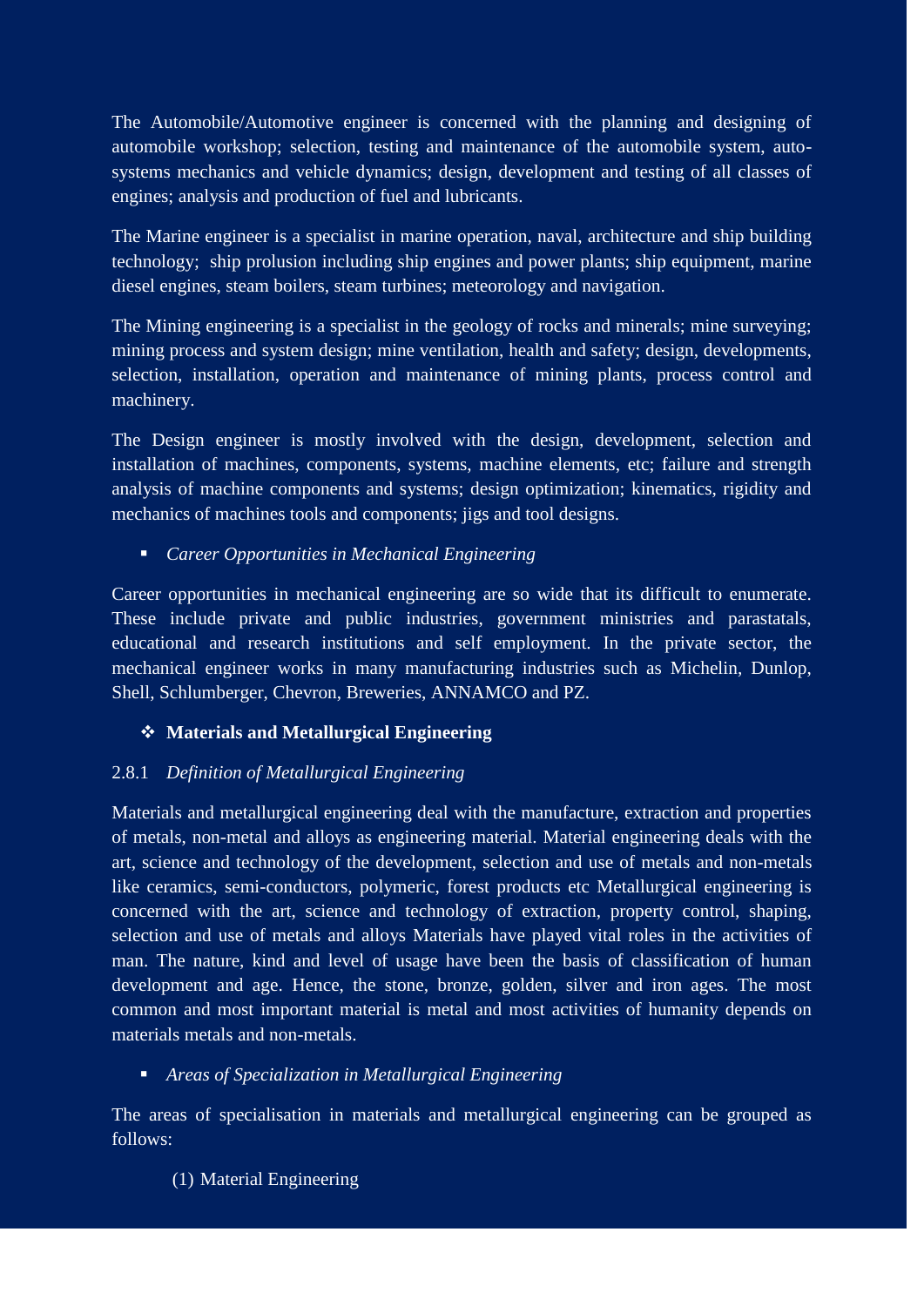The Automobile/Automotive engineer is concerned with the planning and designing of automobile workshop; selection, testing and maintenance of the automobile system, auto-systems mechanics and vehicle dynamics; design, development and testing of all classes of engines; analysis and production of fuel and lubricants.

The Marine engineer is a specialist in marine operation, naval, architecture and ship building technology; ship prolusion including ship engines and power plants; ship equipment, marine diesel engines, steam boilers, steam turbines; meteorology and navigation.

The Mining engineering is a specialist in the geology of rocks and minerals; mine surveying; mining process and system design; mine ventilation, health and safety; design, developments, selection, installation, operation and maintenance of mining plants, process control and machinery.

The Design engineer is mostly involved with the design, development, selection and installation of machines, components, systems, machine elements, etc; failure and strength analysis of machine components and systems; design optimization; kinematics, rigidity and mechanics of machines tools and components; jigs and tool designs.

- *Career Opportunities in Mechanical Engineering*

Career opportunities in mechanical engineering are so wide that its difficult to enumerate. These include private and public industries, government ministries and parastatals, educational and research institutions and self employment. In the private sector, the mechanical engineer works in many manufacturing industries such as Michelin, Dunlop, Shell, Schlumberger, Chevron, Breweries, ANNAMCO and PZ.

- **Materials and Metallurgical Engineering**

2.8.1 *Definition of Metallurgical Engineering*

Materials and metallurgical engineering deal with the manufacture, extraction and properties of metals, non-metal and alloys as engineering material. Material engineering deals with the art, science and technology of the development, selection and use of metals and non-metals like ceramics, semi-conductors, polymeric, forest products etc Metallurgical engineering is concerned with the art, science and technology of extraction, property control, shaping, selection and use of metals and alloys Materials have played vital roles in the activities of man. The nature, kind and level of usage have been the basis of classification of human development and age. Hence, the stone, bronze, golden, silver and iron ages. The most common and most important material is metal and most activities of humanity depends on materials metals and non-metals.

- *Areas of Specialization in Metallurgical Engineering*

The areas of specialisation in materials and metallurgical engineering can be grouped as follows:

(1) Material Engineering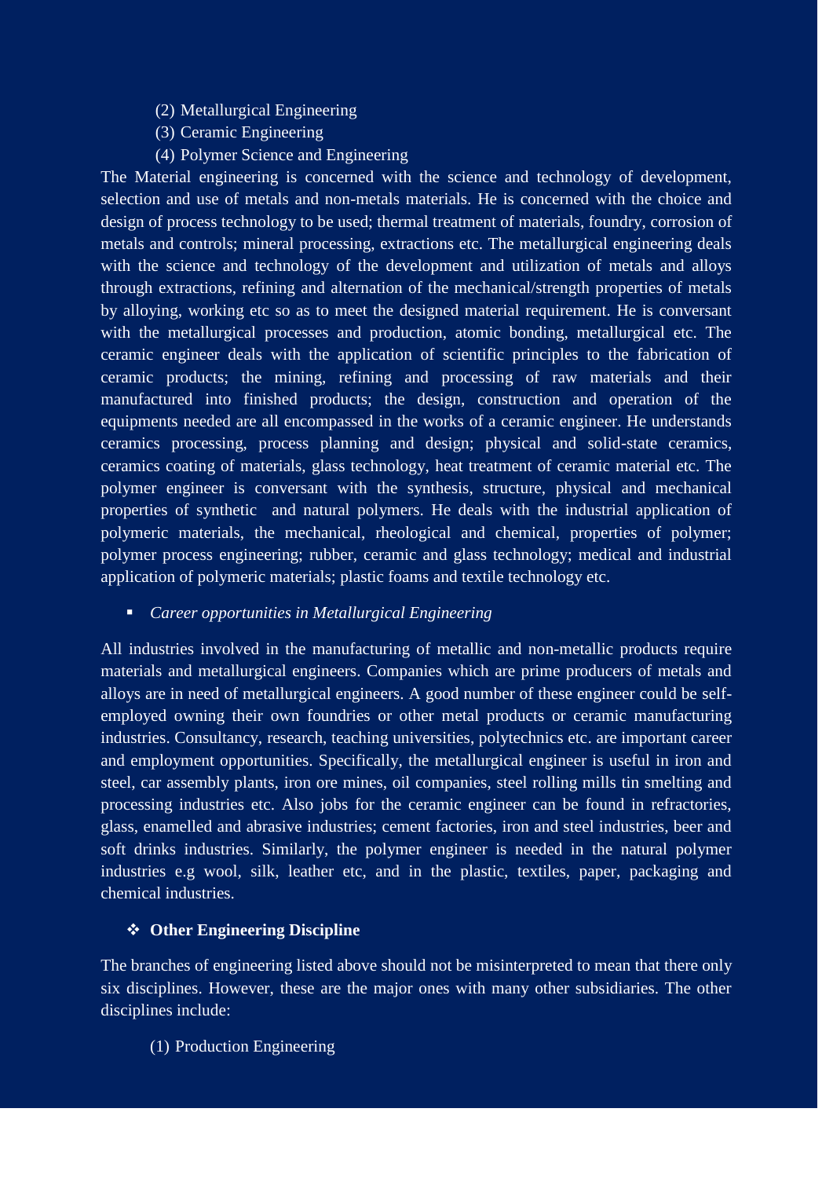(2) Metallurgical Engineering
(3) Ceramic Engineering
(4) Polymer Science and Engineering

The Material engineering is concerned with the science and technology of development, selection and use of metals and non-metals materials. He is concerned with the choice and design of process technology to be used; thermal treatment of materials, foundry, corrosion of metals and controls; mineral processing, extractions etc. The metallurgical engineering deals with the science and technology of the development and utilization of metals and alloys through extractions, refining and alternation of the mechanical/strength properties of metals by alloying, working etc so as to meet the designed material requirement. He is conversant with the metallurgical processes and production, atomic bonding, metallurgical etc. The ceramic engineer deals with the application of scientific principles to the fabrication of ceramic products; the mining, refining and processing of raw materials and their manufactured into finished products; the design, construction and operation of the equipments needed are all encompassed in the works of a ceramic engineer. He understands ceramics processing, process planning and design; physical and solid-state ceramics, ceramics coating of materials, glass technology, heat treatment of ceramic material etc. The polymer engineer is conversant with the synthesis, structure, physical and mechanical properties of synthetic and natural polymers. He deals with the industrial application of polymeric materials, the mechanical, rheological and chemical, properties of polymer; polymer process engineering; rubber, ceramic and glass technology; medical and industrial application of polymeric materials; plastic foams and textile technology etc.

- *Career opportunities in Metallurgical Engineering*

All industries involved in the manufacturing of metallic and non-metallic products require materials and metallurgical engineers. Companies which are prime producers of metals and alloys are in need of metallurgical engineers. A good number of these engineer could be self-employed owning their own foundries or other metal products or ceramic manufacturing industries. Consultancy, research, teaching universities, polytechnics etc. are important career and employment opportunities. Specifically, the metallurgical engineer is useful in iron and steel, car assembly plants, iron ore mines, oil companies, steel rolling mills tin smelting and processing industries etc. Also jobs for the ceramic engineer can be found in refractories, glass, enamelled and abrasive industries; cement factories, iron and steel industries, beer and soft drinks industries. Similarly, the polymer engineer is needed in the natural polymer industries e.g wool, silk, leather etc, and in the plastic, textiles, paper, packaging and chemical industries.

- **Other Engineering Discipline**

The branches of engineering listed above should not be misinterpreted to mean that there only six disciplines. However, these are the major ones with many other subsidiaries. The other disciplines include:

(1) Production Engineering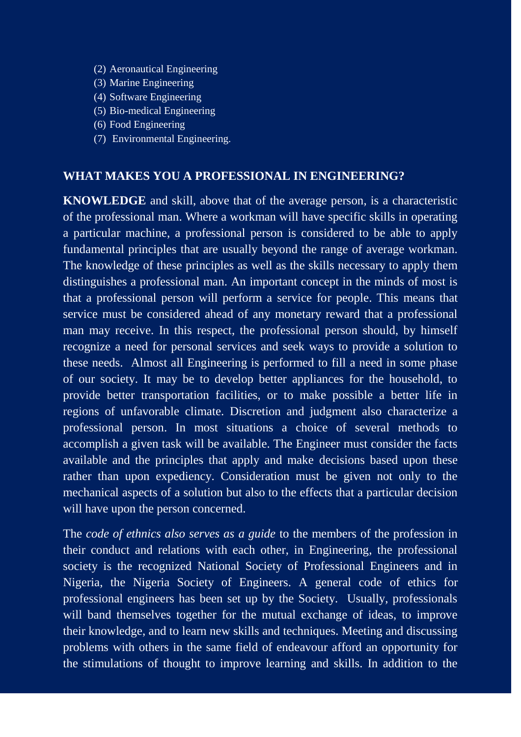(2) Aeronautical Engineering
(3) Marine Engineering
(4) Software Engineering
(5) Bio-medical Engineering
(6) Food Engineering
(7) Environmental Engineering.

**WHAT MAKES YOU A PROFESSIONAL IN ENGINEERING?**

**KNOWLEDGE** and skill, above that of the average person, is a characteristic of the professional man. Where a workman will have specific skills in operating a particular machine, a professional person is considered to be able to apply fundamental principles that are usually beyond the range of average workman. The knowledge of these principles as well as the skills necessary to apply them distinguishes a professional man. An important concept in the minds of most is that a professional person will perform a service for people. This means that service must be considered ahead of any monetary reward that a professional man may receive. In this respect, the professional person should, by himself recognize a need for personal services and seek ways to provide a solution to these needs. Almost all Engineering is performed to fill a need in some phase of our society. It may be to develop better appliances for the household, to provide better transportation facilities, or to make possible a better life in regions of unfavorable climate. Discretion and judgment also characterize a professional person. In most situations a choice of several methods to accomplish a given task will be available. The Engineer must consider the facts available and the principles that apply and make decisions based upon these rather than upon expediency. Consideration must be given not only to the mechanical aspects of a solution but also to the effects that a particular decision will have upon the person concerned.

The *code of ethnics also serves as a guide* to the members of the profession in their conduct and relations with each other, in Engineering, the professional society is the recognized National Society of Professional Engineers and in Nigeria, the Nigeria Society of Engineers. A general code of ethics for professional engineers has been set up by the Society. Usually, professionals will band themselves together for the mutual exchange of ideas, to improve their knowledge, and to learn new skills and techniques. Meeting and discussing problems with others in the same field of endeavour afford an opportunity for the stimulations of thought to improve learning and skills. In addition to the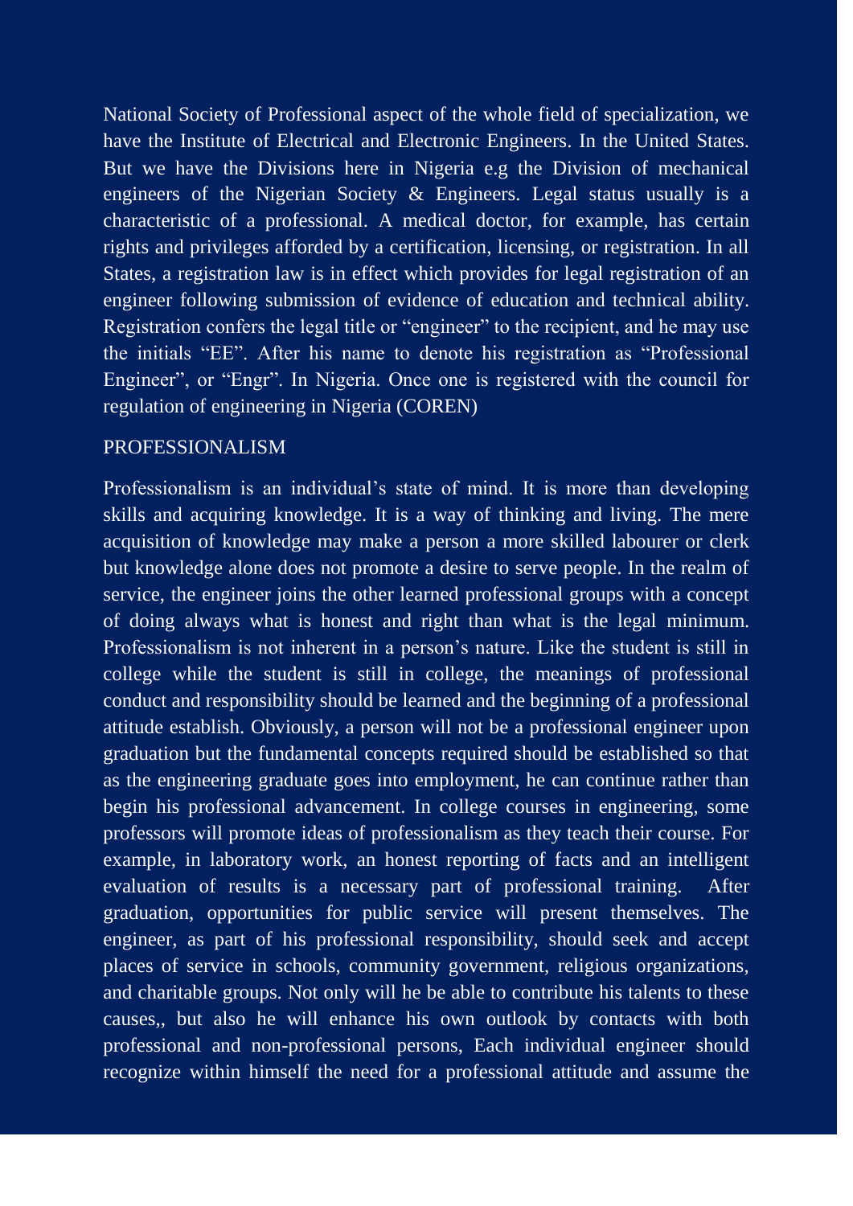National Society of Professional aspect of the whole field of specialization, we have the Institute of Electrical and Electronic Engineers. In the United States. But we have the Divisions here in Nigeria e.g the Division of mechanical engineers of the Nigerian Society & Engineers. Legal status usually is a characteristic of a professional. A medical doctor, for example, has certain rights and privileges afforded by a certification, licensing, or registration. In all States, a registration law is in effect which provides for legal registration of an engineer following submission of evidence of education and technical ability. Registration confers the legal title or "engineer" to the recipient, and he may use the initials "EE". After his name to denote his registration as "Professional Engineer", or "Engr". In Nigeria. Once one is registered with the council for regulation of engineering in Nigeria (COREN)

## PROFESSIONALISM

Professionalism is an individual's state of mind. It is more than developing skills and acquiring knowledge. It is a way of thinking and living. The mere acquisition of knowledge may make a person a more skilled labourer or clerk but knowledge alone does not promote a desire to serve people. In the realm of service, the engineer joins the other learned professional groups with a concept of doing always what is honest and right than what is the legal minimum. Professionalism is not inherent in a person's nature. Like the student is still in college while the student is still in college, the meanings of professional conduct and responsibility should be learned and the beginning of a professional attitude establish. Obviously, a person will not be a professional engineer upon graduation but the fundamental concepts required should be established so that as the engineering graduate goes into employment, he can continue rather than begin his professional advancement. In college courses in engineering, some professors will promote ideas of professionalism as they teach their course. For example, in laboratory work, an honest reporting of facts and an intelligent evaluation of results is a necessary part of professional training. After graduation, opportunities for public service will present themselves. The engineer, as part of his professional responsibility, should seek and accept places of service in schools, community government, religious organizations, and charitable groups. Not only will he be able to contribute his talents to these causes,, but also he will enhance his own outlook by contacts with both professional and non-professional persons, Each individual engineer should recognize within himself the need for a professional attitude and assume the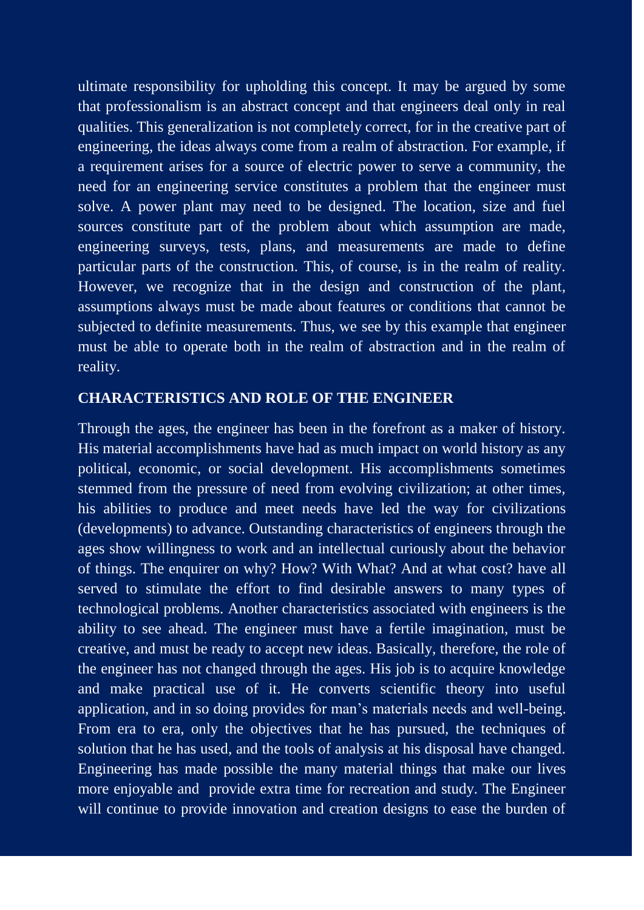ultimate responsibility for upholding this concept. It may be argued by some that professionalism is an abstract concept and that engineers deal only in real qualities. This generalization is not completely correct, for in the creative part of engineering, the ideas always come from a realm of abstraction. For example, if a requirement arises for a source of electric power to serve a community, the need for an engineering service constitutes a problem that the engineer must solve. A power plant may need to be designed. The location, size and fuel sources constitute part of the problem about which assumption are made, engineering surveys, tests, plans, and measurements are made to define particular parts of the construction. This, of course, is in the realm of reality. However, we recognize that in the design and construction of the plant, assumptions always must be made about features or conditions that cannot be subjected to definite measurements. Thus, we see by this example that engineer must be able to operate both in the realm of abstraction and in the realm of reality.

## CHARACTERISTICS AND ROLE OF THE ENGINEER

Through the ages, the engineer has been in the forefront as a maker of history. His material accomplishments have had as much impact on world history as any political, economic, or social development. His accomplishments sometimes stemmed from the pressure of need from evolving civilization; at other times, his abilities to produce and meet needs have led the way for civilizations (developments) to advance. Outstanding characteristics of engineers through the ages show willingness to work and an intellectual curiously about the behavior of things. The enquirer on why? How? With What? And at what cost? have all served to stimulate the effort to find desirable answers to many types of technological problems. Another characteristics associated with engineers is the ability to see ahead. The engineer must have a fertile imagination, must be creative, and must be ready to accept new ideas. Basically, therefore, the role of the engineer has not changed through the ages. His job is to acquire knowledge and make practical use of it. He converts scientific theory into useful application, and in so doing provides for man's materials needs and well-being. From era to era, only the objectives that he has pursued, the techniques of solution that he has used, and the tools of analysis at his disposal have changed. Engineering has made possible the many material things that make our lives more enjoyable and provide extra time for recreation and study. The Engineer will continue to provide innovation and creation designs to ease the burden of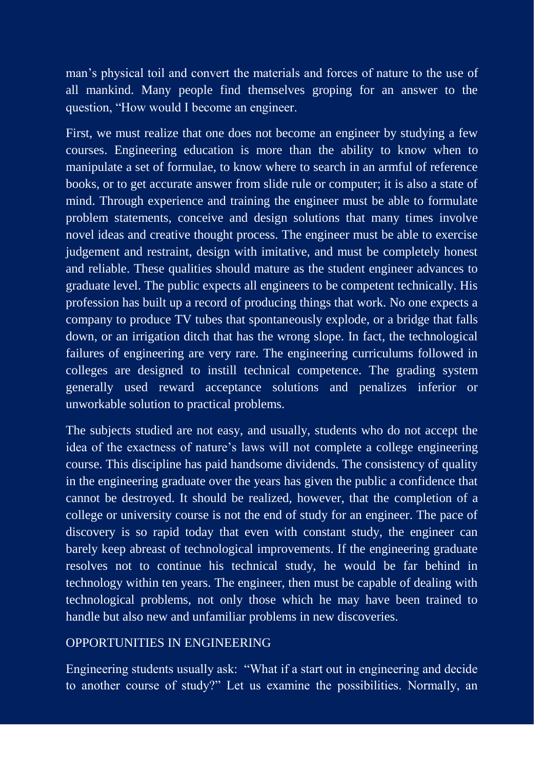man's physical toil and convert the materials and forces of nature to the use of all mankind. Many people find themselves groping for an answer to the question, "How would I become an engineer.

First, we must realize that one does not become an engineer by studying a few courses. Engineering education is more than the ability to know when to manipulate a set of formulae, to know where to search in an armful of reference books, or to get accurate answer from slide rule or computer; it is also a state of mind. Through experience and training the engineer must be able to formulate problem statements, conceive and design solutions that many times involve novel ideas and creative thought process. The engineer must be able to exercise judgement and restraint, design with imitative, and must be completely honest and reliable. These qualities should mature as the student engineer advances to graduate level. The public expects all engineers to be competent technically. His profession has built up a record of producing things that work. No one expects a company to produce TV tubes that spontaneously explode, or a bridge that falls down, or an irrigation ditch that has the wrong slope. In fact, the technological failures of engineering are very rare. The engineering curriculums followed in colleges are designed to instill technical competence. The grading system generally used reward acceptance solutions and penalizes inferior or unworkable solution to practical problems.

The subjects studied are not easy, and usually, students who do not accept the idea of the exactness of nature's laws will not complete a college engineering course. This discipline has paid handsome dividends. The consistency of quality in the engineering graduate over the years has given the public a confidence that cannot be destroyed. It should be realized, however, that the completion of a college or university course is not the end of study for an engineer. The pace of discovery is so rapid today that even with constant study, the engineer can barely keep abreast of technological improvements. If the engineering graduate resolves not to continue his technical study, he would be far behind in technology within ten years. The engineer, then must be capable of dealing with technological problems, not only those which he may have been trained to handle but also new and unfamiliar problems in new discoveries.

## OPPORTUNITIES IN ENGINEERING

Engineering students usually ask: "What if a start out in engineering and decide to another course of study?" Let us examine the possibilities. Normally, an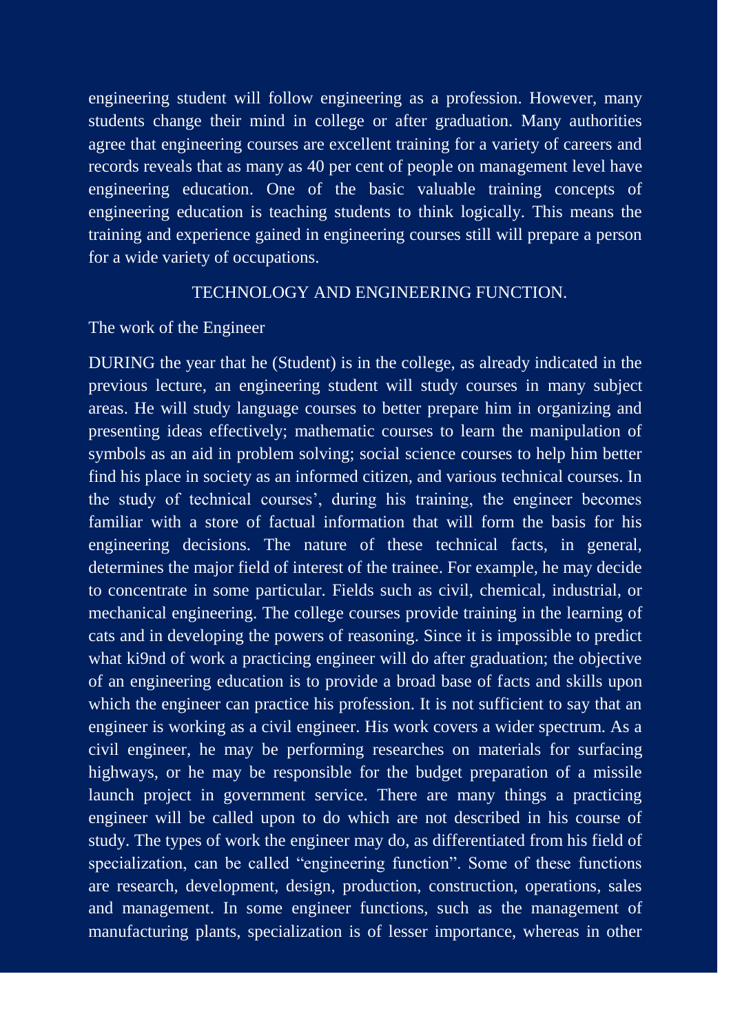engineering student will follow engineering as a profession. However, many students change their mind in college or after graduation. Many authorities agree that engineering courses are excellent training for a variety of careers and records reveals that as many as 40 per cent of people on management level have engineering education. One of the basic valuable training concepts of engineering education is teaching students to think logically. This means the training and experience gained in engineering courses still will prepare a person for a wide variety of occupations.

## TECHNOLOGY AND ENGINEERING FUNCTION.

### The work of the Engineer

DURING the year that he (Student) is in the college, as already indicated in the previous lecture, an engineering student will study courses in many subject areas. He will study language courses to better prepare him in organizing and presenting ideas effectively; mathematic courses to learn the manipulation of symbols as an aid in problem solving; social science courses to help him better find his place in society as an informed citizen, and various technical courses. In the study of technical courses', during his training, the engineer becomes familiar with a store of factual information that will form the basis for his engineering decisions. The nature of these technical facts, in general, determines the major field of interest of the trainee. For example, he may decide to concentrate in some particular. Fields such as civil, chemical, industrial, or mechanical engineering. The college courses provide training in the learning of cats and in developing the powers of reasoning. Since it is impossible to predict what ki9nd of work a practicing engineer will do after graduation; the objective of an engineering education is to provide a broad base of facts and skills upon which the engineer can practice his profession. It is not sufficient to say that an engineer is working as a civil engineer. His work covers a wider spectrum. As a civil engineer, he may be performing researches on materials for surfacing highways, or he may be responsible for the budget preparation of a missile launch project in government service. There are many things a practicing engineer will be called upon to do which are not described in his course of study. The types of work the engineer may do, as differentiated from his field of specialization, can be called "engineering function". Some of these functions are research, development, design, production, construction, operations, sales and management. In some engineer functions, such as the management of manufacturing plants, specialization is of lesser importance, whereas in other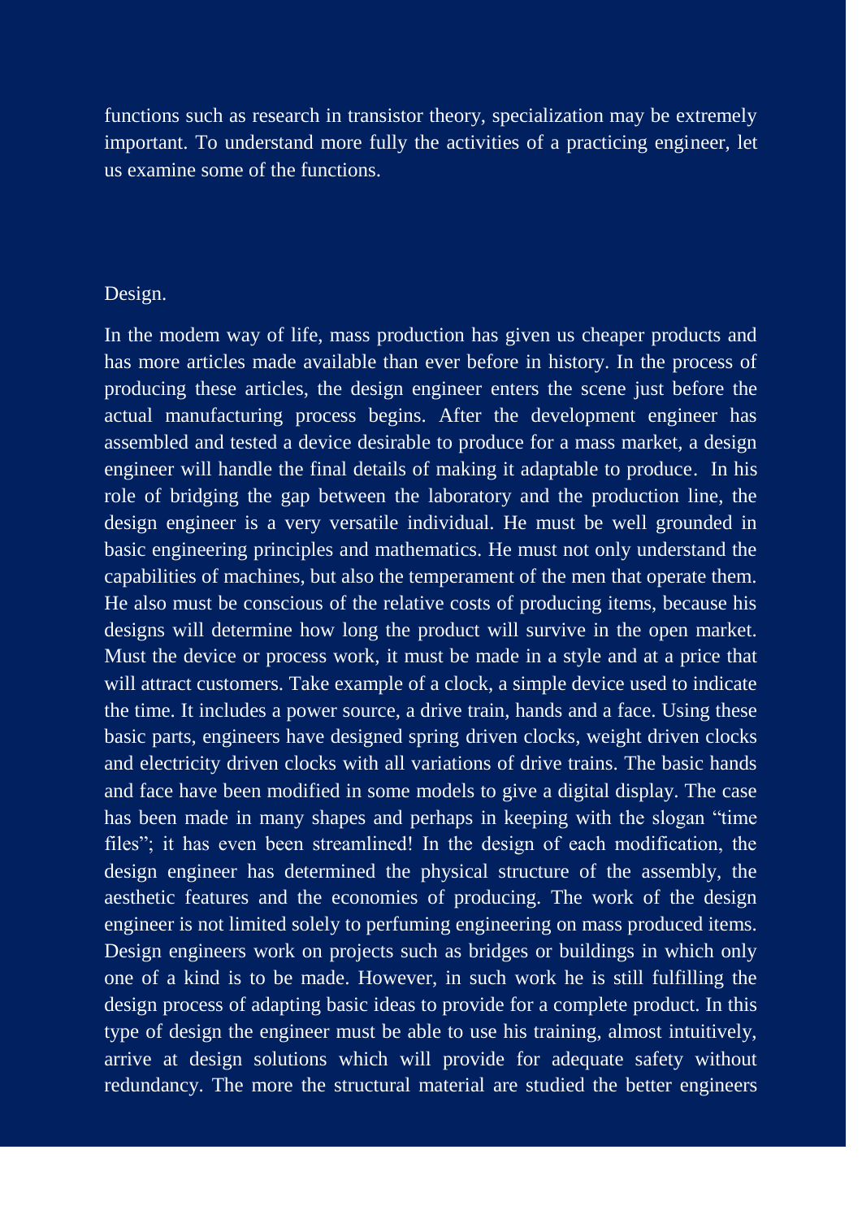functions such as research in transistor theory, specialization may be extremely important. To understand more fully the activities of a practicing engineer, let us examine some of the functions.

## Design.

In the modem way of life, mass production has given us cheaper products and has more articles made available than ever before in history. In the process of producing these articles, the design engineer enters the scene just before the actual manufacturing process begins. After the development engineer has assembled and tested a device desirable to produce for a mass market, a design engineer will handle the final details of making it adaptable to produce. In his role of bridging the gap between the laboratory and the production line, the design engineer is a very versatile individual. He must be well grounded in basic engineering principles and mathematics. He must not only understand the capabilities of machines, but also the temperament of the men that operate them. He also must be conscious of the relative costs of producing items, because his designs will determine how long the product will survive in the open market. Must the device or process work, it must be made in a style and at a price that will attract customers. Take example of a clock, a simple device used to indicate the time. It includes a power source, a drive train, hands and a face. Using these basic parts, engineers have designed spring driven clocks, weight driven clocks and electricity driven clocks with all variations of drive trains. The basic hands and face have been modified in some models to give a digital display. The case has been made in many shapes and perhaps in keeping with the slogan "time files"; it has even been streamlined! In the design of each modification, the design engineer has determined the physical structure of the assembly, the aesthetic features and the economies of producing. The work of the design engineer is not limited solely to perfuming engineering on mass produced items. Design engineers work on projects such as bridges or buildings in which only one of a kind is to be made. However, in such work he is still fulfilling the design process of adapting basic ideas to provide for a complete product. In this type of design the engineer must be able to use his training, almost intuitively, arrive at design solutions which will provide for adequate safety without redundancy. The more the structural material are studied the better engineers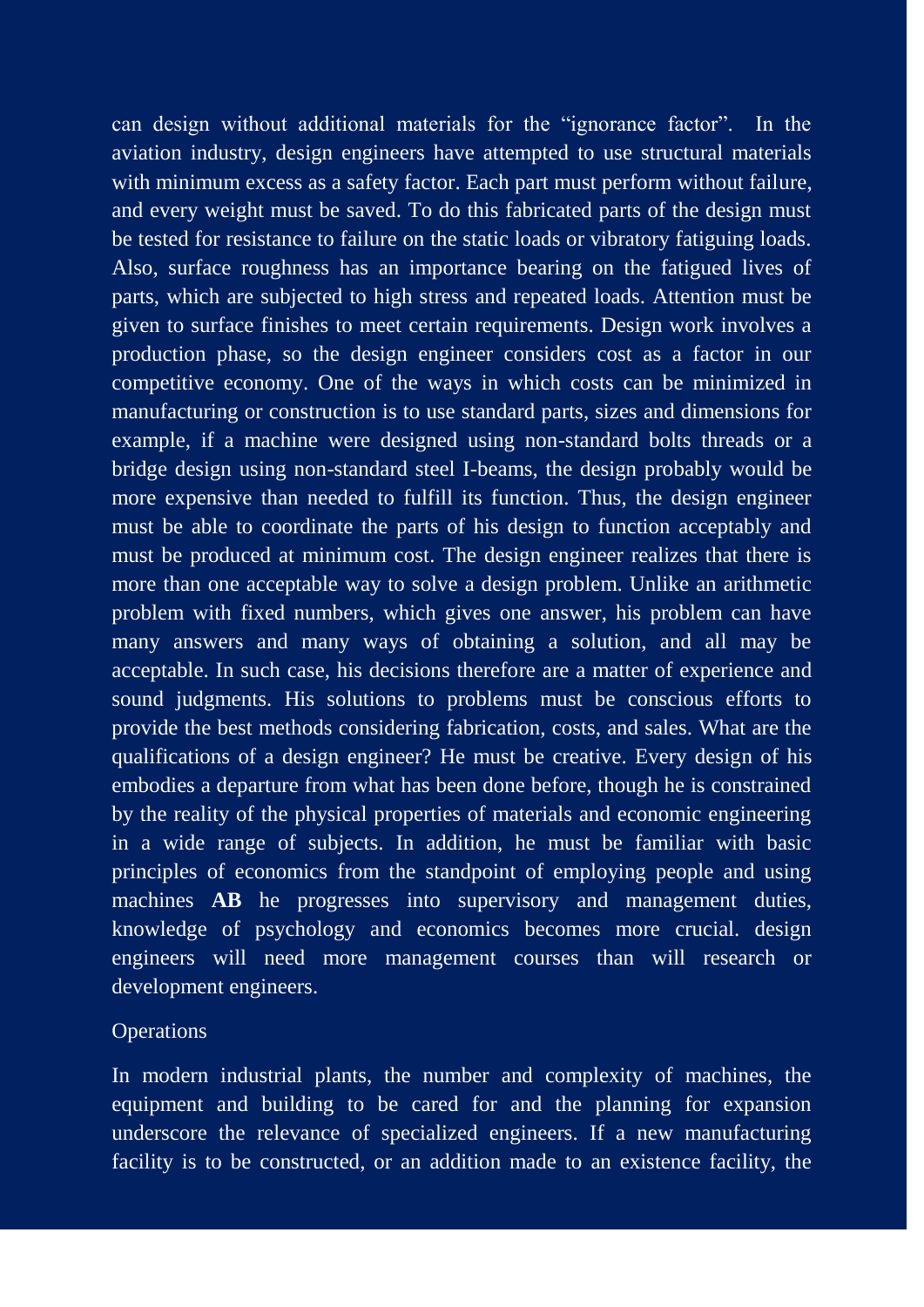can design without additional materials for the “ignorance factor”. In the aviation industry, design engineers have attempted to use structural materials with minimum excess as a safety factor. Each part must perform without failure, and every weight must be saved. To do this fabricated parts of the design must be tested for resistance to failure on the static loads or vibratory fatiguing loads. Also, surface roughness has an importance bearing on the fatigued lives of parts, which are subjected to high stress and repeated loads. Attention must be given to surface finishes to meet certain requirements. Design work involves a production phase, so the design engineer considers cost as a factor in our competitive economy. One of the ways in which costs can be minimized in manufacturing or construction is to use standard parts, sizes and dimensions for example, if a machine were designed using non-standard bolts threads or a bridge design using non-standard steel I-beams, the design probably would be more expensive than needed to fulfill its function. Thus, the design engineer must be able to coordinate the parts of his design to function acceptably and must be produced at minimum cost. The design engineer realizes that there is more than one acceptable way to solve a design problem. Unlike an arithmetic problem with fixed numbers, which gives one answer, his problem can have many answers and many ways of obtaining a solution, and all may be acceptable. In such case, his decisions therefore are a matter of experience and sound judgments. His solutions to problems must be conscious efforts to provide the best methods considering fabrication, costs, and sales. What are the qualifications of a design engineer? He must be creative. Every design of his embodies a departure from what has been done before, though he is constrained by the reality of the physical properties of materials and economic engineering in a wide range of subjects. In addition, he must be familiar with basic principles of economics from the standpoint of employing people and using machines **AB** he progresses into supervisory and management duties, knowledge of psychology and economics becomes more crucial. design engineers will need more management courses than will research or development engineers.

Operations

In modern industrial plants, the number and complexity of machines, the equipment and building to be cared for and the planning for expansion underscore the relevance of specialized engineers. If a new manufacturing facility is to be constructed, or an addition made to an existence facility, the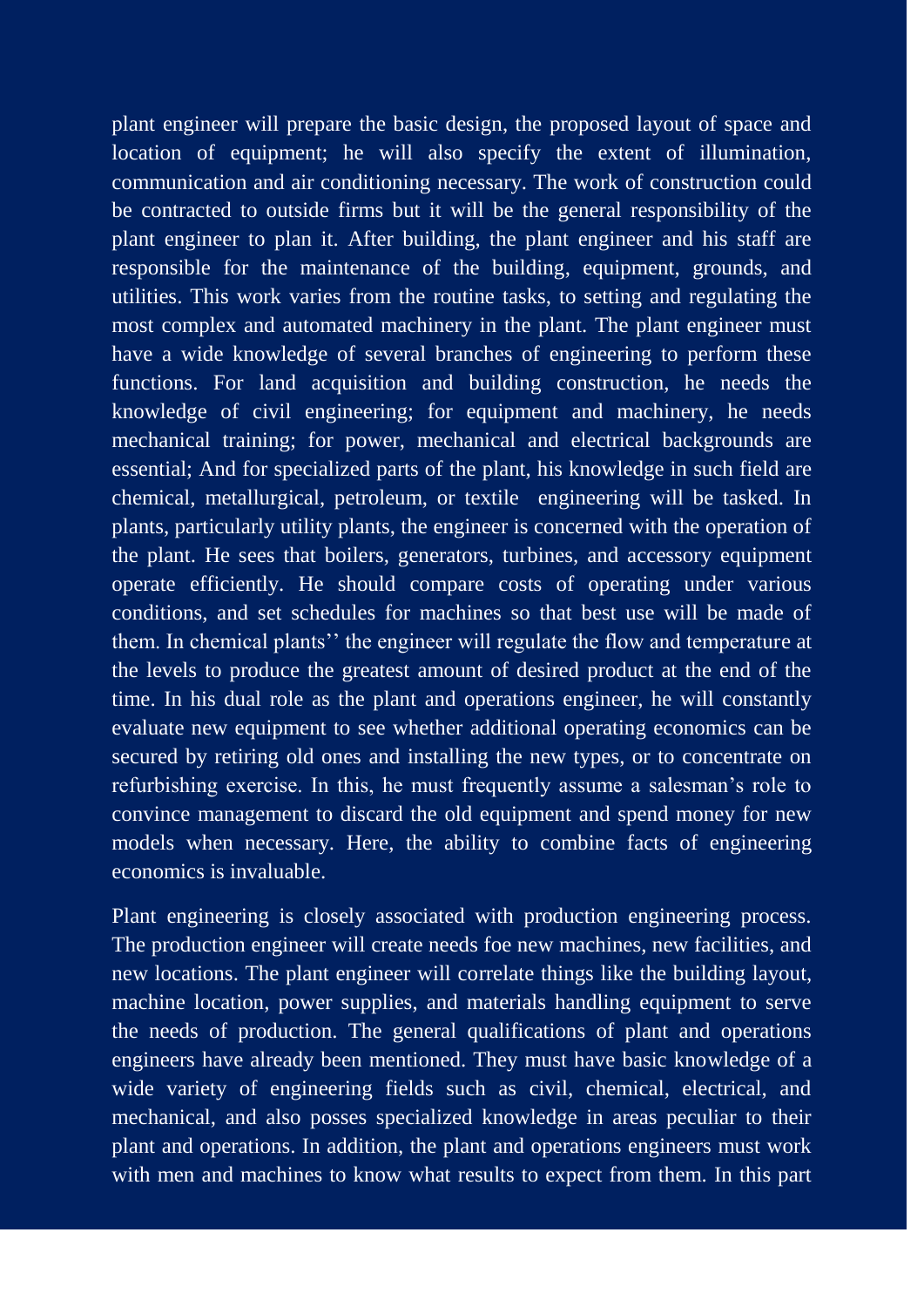plant engineer will prepare the basic design, the proposed layout of space and location of equipment; he will also specify the extent of illumination, communication and air conditioning necessary. The work of construction could be contracted to outside firms but it will be the general responsibility of the plant engineer to plan it. After building, the plant engineer and his staff are responsible for the maintenance of the building, equipment, grounds, and utilities. This work varies from the routine tasks, to setting and regulating the most complex and automated machinery in the plant. The plant engineer must have a wide knowledge of several branches of engineering to perform these functions. For land acquisition and building construction, he needs the knowledge of civil engineering; for equipment and machinery, he needs mechanical training; for power, mechanical and electrical backgrounds are essential; And for specialized parts of the plant, his knowledge in such field are chemical, metallurgical, petroleum, or textile engineering will be tasked. In plants, particularly utility plants, the engineer is concerned with the operation of the plant. He sees that boilers, generators, turbines, and accessory equipment operate efficiently. He should compare costs of operating under various conditions, and set schedules for machines so that best use will be made of them. In chemical plants'' the engineer will regulate the flow and temperature at the levels to produce the greatest amount of desired product at the end of the time. In his dual role as the plant and operations engineer, he will constantly evaluate new equipment to see whether additional operating economics can be secured by retiring old ones and installing the new types, or to concentrate on refurbishing exercise. In this, he must frequently assume a salesman's role to convince management to discard the old equipment and spend money for new models when necessary. Here, the ability to combine facts of engineering economics is invaluable.

Plant engineering is closely associated with production engineering process. The production engineer will create needs foe new machines, new facilities, and new locations. The plant engineer will correlate things like the building layout, machine location, power supplies, and materials handling equipment to serve the needs of production. The general qualifications of plant and operations engineers have already been mentioned. They must have basic knowledge of a wide variety of engineering fields such as civil, chemical, electrical, and mechanical, and also posses specialized knowledge in areas peculiar to their plant and operations. In addition, the plant and operations engineers must work with men and machines to know what results to expect from them. In this part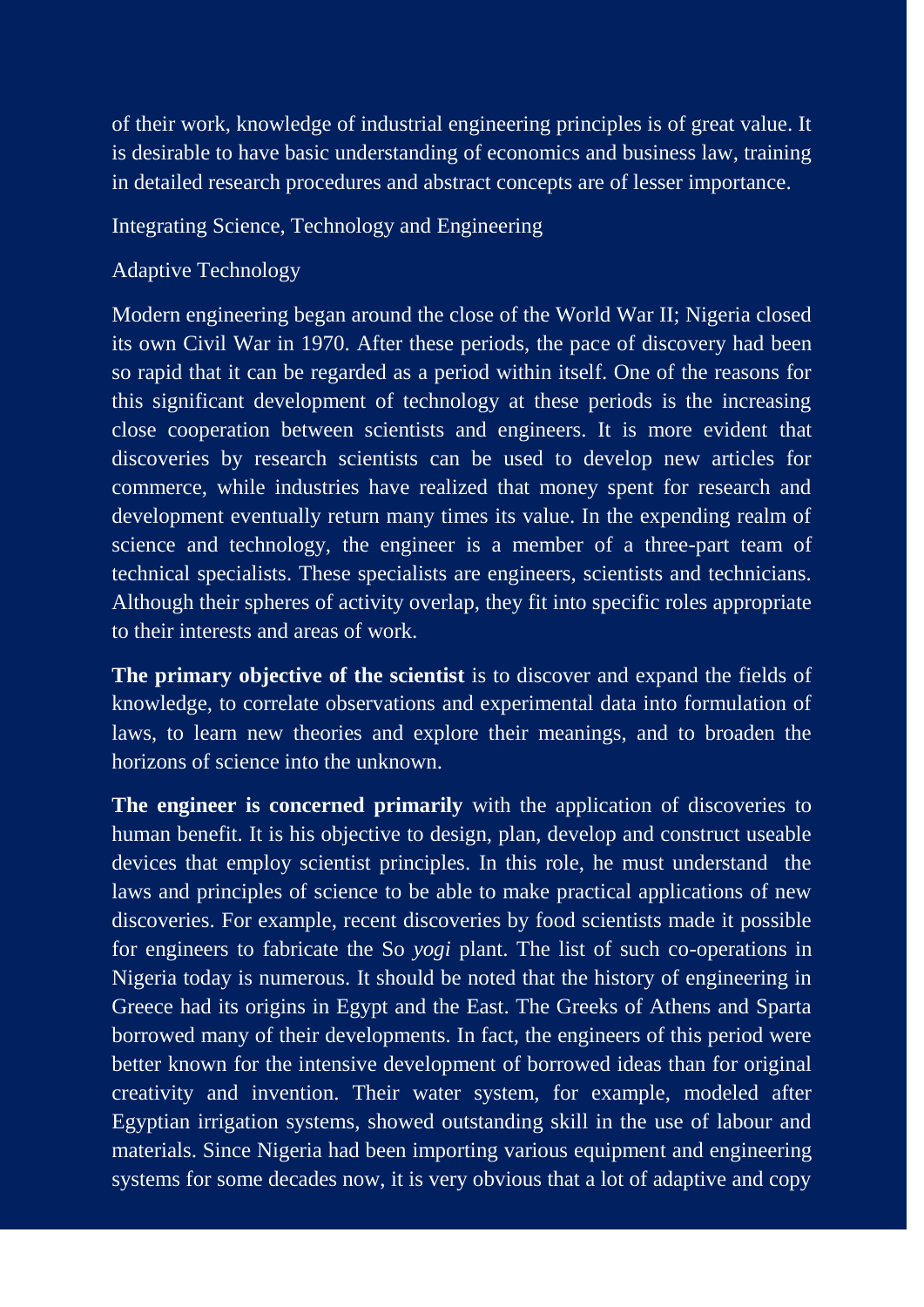of their work, knowledge of industrial engineering principles is of great value. It is desirable to have basic understanding of economics and business law, training in detailed research procedures and abstract concepts are of lesser importance.

Integrating Science, Technology and Engineering

Adaptive Technology

Modern engineering began around the close of the World War II; Nigeria closed its own Civil War in 1970. After these periods, the pace of discovery had been so rapid that it can be regarded as a period within itself. One of the reasons for this significant development of technology at these periods is the increasing close cooperation between scientists and engineers. It is more evident that discoveries by research scientists can be used to develop new articles for commerce, while industries have realized that money spent for research and development eventually return many times its value. In the expending realm of science and technology, the engineer is a member of a three-part team of technical specialists. These specialists are engineers, scientists and technicians. Although their spheres of activity overlap, they fit into specific roles appropriate to their interests and areas of work.

**The primary objective of the scientist** is to discover and expand the fields of knowledge, to correlate observations and experimental data into formulation of laws, to learn new theories and explore their meanings, and to broaden the horizons of science into the unknown.

**The engineer is concerned primarily** with the application of discoveries to human benefit. It is his objective to design, plan, develop and construct useable devices that employ scientist principles. In this role, he must understand the laws and principles of science to be able to make practical applications of new discoveries. For example, recent discoveries by food scientists made it possible for engineers to fabricate the So *yogi* plant. The list of such co-operations in Nigeria today is numerous. It should be noted that the history of engineering in Greece had its origins in Egypt and the East. The Greeks of Athens and Sparta borrowed many of their developments. In fact, the engineers of this period were better known for the intensive development of borrowed ideas than for original creativity and invention. Their water system, for example, modeled after Egyptian irrigation systems, showed outstanding skill in the use of labour and materials. Since Nigeria had been importing various equipment and engineering systems for some decades now, it is very obvious that a lot of adaptive and copy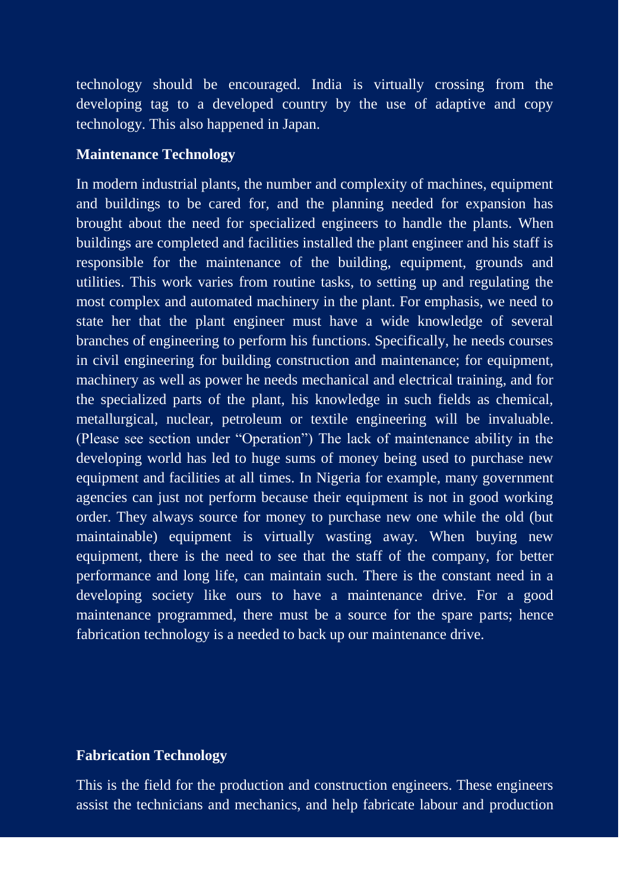technology should be encouraged. India is virtually crossing from the developing tag to a developed country by the use of adaptive and copy technology. This also happened in Japan.

**Maintenance Technology**

In modern industrial plants, the number and complexity of machines, equipment and buildings to be cared for, and the planning needed for expansion has brought about the need for specialized engineers to handle the plants. When buildings are completed and facilities installed the plant engineer and his staff is responsible for the maintenance of the building, equipment, grounds and utilities. This work varies from routine tasks, to setting up and regulating the most complex and automated machinery in the plant. For emphasis, we need to state her that the plant engineer must have a wide knowledge of several branches of engineering to perform his functions. Specifically, he needs courses in civil engineering for building construction and maintenance; for equipment, machinery as well as power he needs mechanical and electrical training, and for the specialized parts of the plant, his knowledge in such fields as chemical, metallurgical, nuclear, petroleum or textile engineering will be invaluable. (Please see section under "Operation") The lack of maintenance ability in the developing world has led to huge sums of money being used to purchase new equipment and facilities at all times. In Nigeria for example, many government agencies can just not perform because their equipment is not in good working order. They always source for money to purchase new one while the old (but maintainable) equipment is virtually wasting away. When buying new equipment, there is the need to see that the staff of the company, for better performance and long life, can maintain such. There is the constant need in a developing society like ours to have a maintenance drive. For a good maintenance programmed, there must be a source for the spare parts; hence fabrication technology is a needed to back up our maintenance drive.

**Fabrication Technology**

This is the field for the production and construction engineers. These engineers assist the technicians and mechanics, and help fabricate labour and production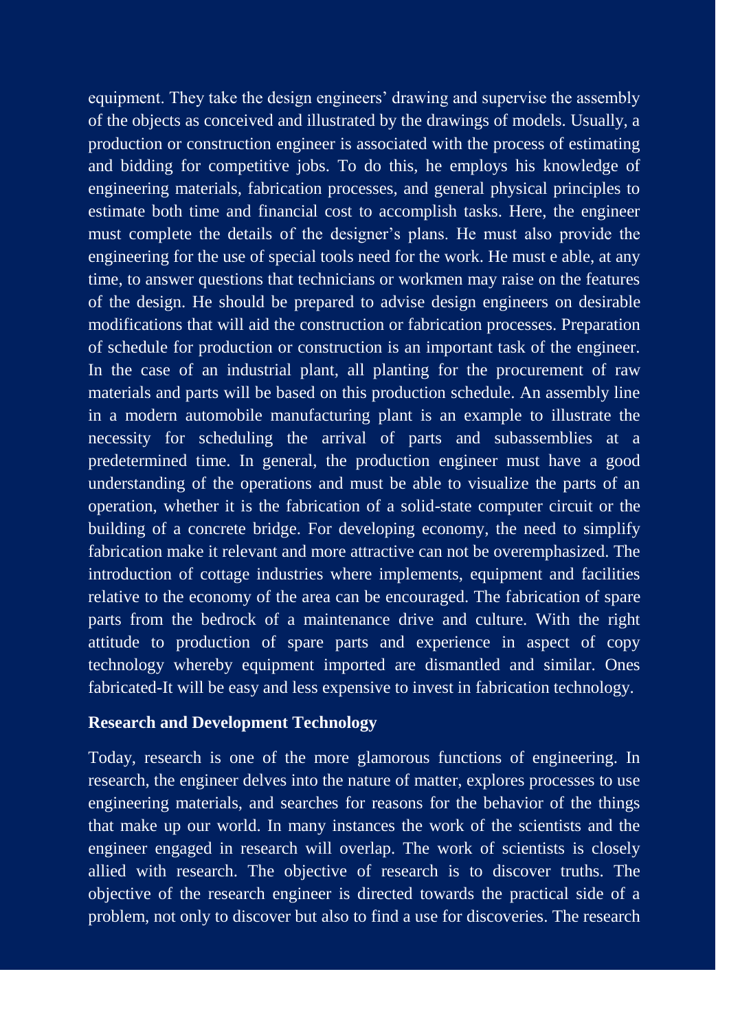equipment. They take the design engineers' drawing and supervise the assembly of the objects as conceived and illustrated by the drawings of models. Usually, a production or construction engineer is associated with the process of estimating and bidding for competitive jobs. To do this, he employs his knowledge of engineering materials, fabrication processes, and general physical principles to estimate both time and financial cost to accomplish tasks. Here, the engineer must complete the details of the designer's plans. He must also provide the engineering for the use of special tools need for the work. He must e able, at any time, to answer questions that technicians or workmen may raise on the features of the design. He should be prepared to advise design engineers on desirable modifications that will aid the construction or fabrication processes. Preparation of schedule for production or construction is an important task of the engineer. In the case of an industrial plant, all planting for the procurement of raw materials and parts will be based on this production schedule. An assembly line in a modern automobile manufacturing plant is an example to illustrate the necessity for scheduling the arrival of parts and subassemblies at a predetermined time. In general, the production engineer must have a good understanding of the operations and must be able to visualize the parts of an operation, whether it is the fabrication of a solid-state computer circuit or the building of a concrete bridge. For developing economy, the need to simplify fabrication make it relevant and more attractive can not be overemphasized. The introduction of cottage industries where implements, equipment and facilities relative to the economy of the area can be encouraged. The fabrication of spare parts from the bedrock of a maintenance drive and culture. With the right attitude to production of spare parts and experience in aspect of copy technology whereby equipment imported are dismantled and similar. Ones fabricated-It will be easy and less expensive to invest in fabrication technology.

**Research and Development Technology**

Today, research is one of the more glamorous functions of engineering. In research, the engineer delves into the nature of matter, explores processes to use engineering materials, and searches for reasons for the behavior of the things that make up our world. In many instances the work of the scientists and the engineer engaged in research will overlap. The work of scientists is closely allied with research. The objective of research is to discover truths. The objective of the research engineer is directed towards the practical side of a problem, not only to discover but also to find a use for discoveries. The research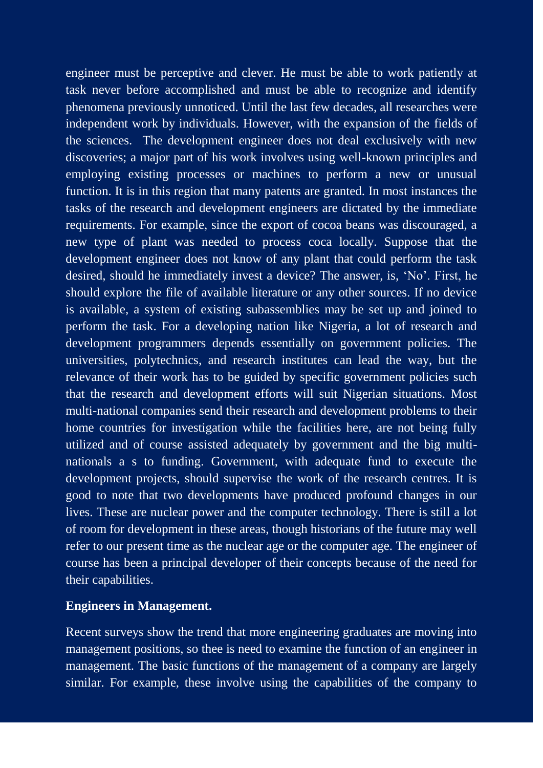engineer must be perceptive and clever. He must be able to work patiently at task never before accomplished and must be able to recognize and identify phenomena previously unnoticed. Until the last few decades, all researches were independent work by individuals. However, with the expansion of the fields of the sciences. The development engineer does not deal exclusively with new discoveries; a major part of his work involves using well-known principles and employing existing processes or machines to perform a new or unusual function. It is in this region that many patents are granted. In most instances the tasks of the research and development engineers are dictated by the immediate requirements. For example, since the export of cocoa beans was discouraged, a new type of plant was needed to process coca locally. Suppose that the development engineer does not know of any plant that could perform the task desired, should he immediately invest a device? The answer, is, 'No'. First, he should explore the file of available literature or any other sources. If no device is available, a system of existing subassemblies may be set up and joined to perform the task. For a developing nation like Nigeria, a lot of research and development programmers depends essentially on government policies. The universities, polytechnics, and research institutes can lead the way, but the relevance of their work has to be guided by specific government policies such that the research and development efforts will suit Nigerian situations. Most multi-national companies send their research and development problems to their home countries for investigation while the facilities here, are not being fully utilized and of course assisted adequately by government and the big multi-nationals a s to funding. Government, with adequate fund to execute the development projects, should supervise the work of the research centres. It is good to note that two developments have produced profound changes in our lives. These are nuclear power and the computer technology. There is still a lot of room for development in these areas, though historians of the future may well refer to our present time as the nuclear age or the computer age. The engineer of course has been a principal developer of their concepts because of the need for their capabilities.

**Engineers in Management.**

Recent surveys show the trend that more engineering graduates are moving into management positions, so thee is need to examine the function of an engineer in management. The basic functions of the management of a company are largely similar. For example, these involve using the capabilities of the company to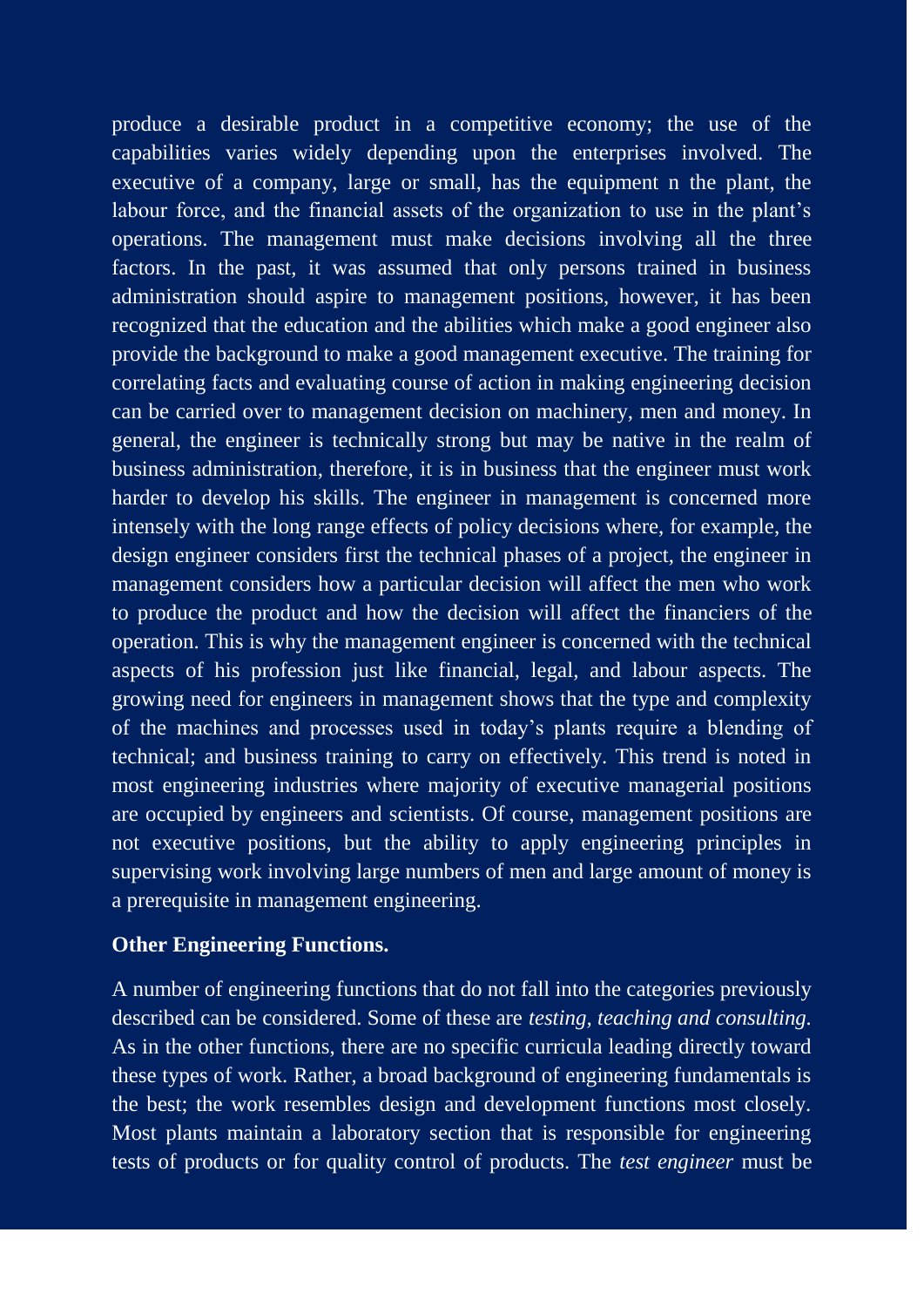produce a desirable product in a competitive economy; the use of the capabilities varies widely depending upon the enterprises involved. The executive of a company, large or small, has the equipment n the plant, the labour force, and the financial assets of the organization to use in the plant's operations. The management must make decisions involving all the three factors. In the past, it was assumed that only persons trained in business administration should aspire to management positions, however, it has been recognized that the education and the abilities which make a good engineer also provide the background to make a good management executive. The training for correlating facts and evaluating course of action in making engineering decision can be carried over to management decision on machinery, men and money. In general, the engineer is technically strong but may be native in the realm of business administration, therefore, it is in business that the engineer must work harder to develop his skills. The engineer in management is concerned more intensely with the long range effects of policy decisions where, for example, the design engineer considers first the technical phases of a project, the engineer in management considers how a particular decision will affect the men who work to produce the product and how the decision will affect the financiers of the operation. This is why the management engineer is concerned with the technical aspects of his profession just like financial, legal, and labour aspects. The growing need for engineers in management shows that the type and complexity of the machines and processes used in today's plants require a blending of technical; and business training to carry on effectively. This trend is noted in most engineering industries where majority of executive managerial positions are occupied by engineers and scientists. Of course, management positions are not executive positions, but the ability to apply engineering principles in supervising work involving large numbers of men and large amount of money is a prerequisite in management engineering.

**Other Engineering Functions.**

A number of engineering functions that do not fall into the categories previously described can be considered. Some of these are *testing, teaching and consulting.* As in the other functions, there are no specific curricula leading directly toward these types of work. Rather, a broad background of engineering fundamentals is the best; the work resembles design and development functions most closely. Most plants maintain a laboratory section that is responsible for engineering tests of products or for quality control of products. The *test engineer* must be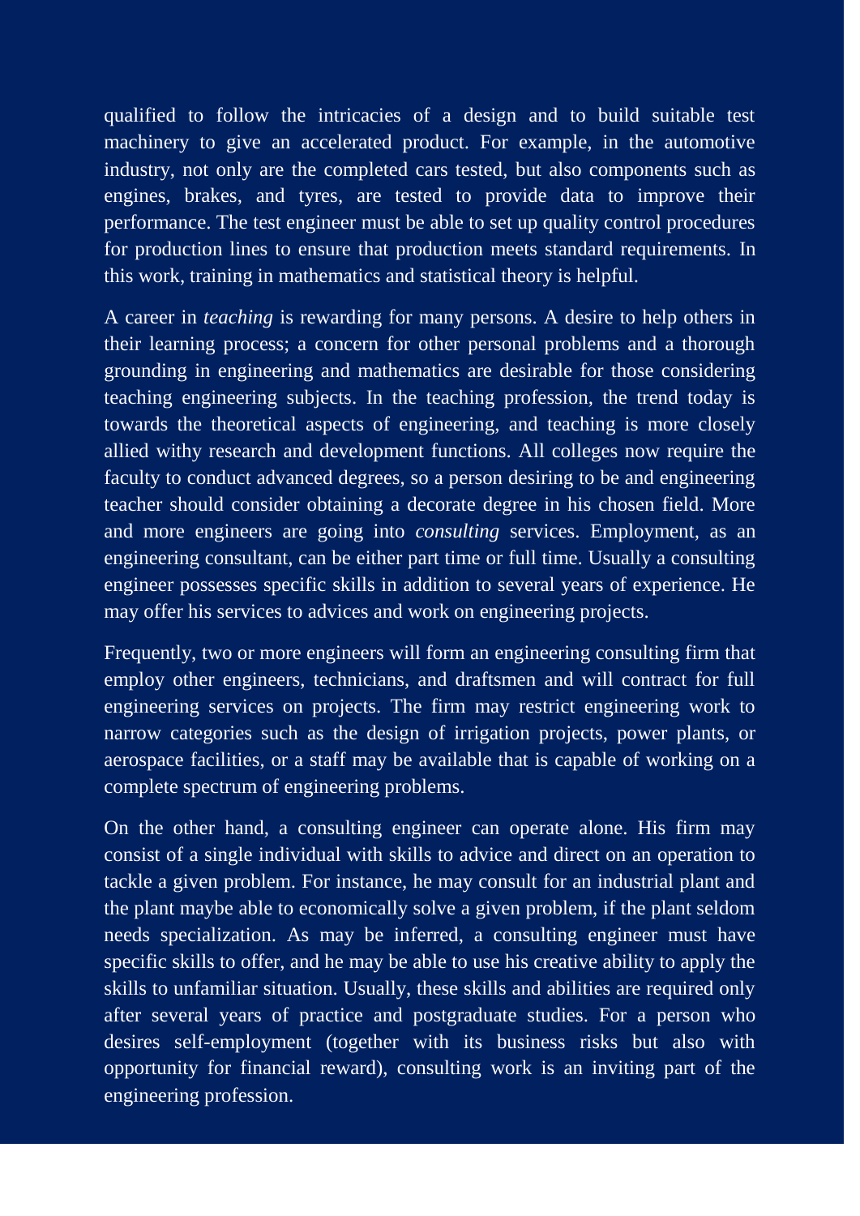qualified to follow the intricacies of a design and to build suitable test machinery to give an accelerated product. For example, in the automotive industry, not only are the completed cars tested, but also components such as engines, brakes, and tyres, are tested to provide data to improve their performance. The test engineer must be able to set up quality control procedures for production lines to ensure that production meets standard requirements. In this work, training in mathematics and statistical theory is helpful.

A career in *teaching* is rewarding for many persons. A desire to help others in their learning process; a concern for other personal problems and a thorough grounding in engineering and mathematics are desirable for those considering teaching engineering subjects. In the teaching profession, the trend today is towards the theoretical aspects of engineering, and teaching is more closely allied withy research and development functions. All colleges now require the faculty to conduct advanced degrees, so a person desiring to be and engineering teacher should consider obtaining a decorate degree in his chosen field. More and more engineers are going into *consulting* services. Employment, as an engineering consultant, can be either part time or full time. Usually a consulting engineer possesses specific skills in addition to several years of experience. He may offer his services to advices and work on engineering projects.

Frequently, two or more engineers will form an engineering consulting firm that employ other engineers, technicians, and draftsmen and will contract for full engineering services on projects. The firm may restrict engineering work to narrow categories such as the design of irrigation projects, power plants, or aerospace facilities, or a staff may be available that is capable of working on a complete spectrum of engineering problems.

On the other hand, a consulting engineer can operate alone. His firm may consist of a single individual with skills to advice and direct on an operation to tackle a given problem. For instance, he may consult for an industrial plant and the plant maybe able to economically solve a given problem, if the plant seldom needs specialization. As may be inferred, a consulting engineer must have specific skills to offer, and he may be able to use his creative ability to apply the skills to unfamiliar situation. Usually, these skills and abilities are required only after several years of practice and postgraduate studies. For a person who desires self-employment (together with its business risks but also with opportunity for financial reward), consulting work is an inviting part of the engineering profession.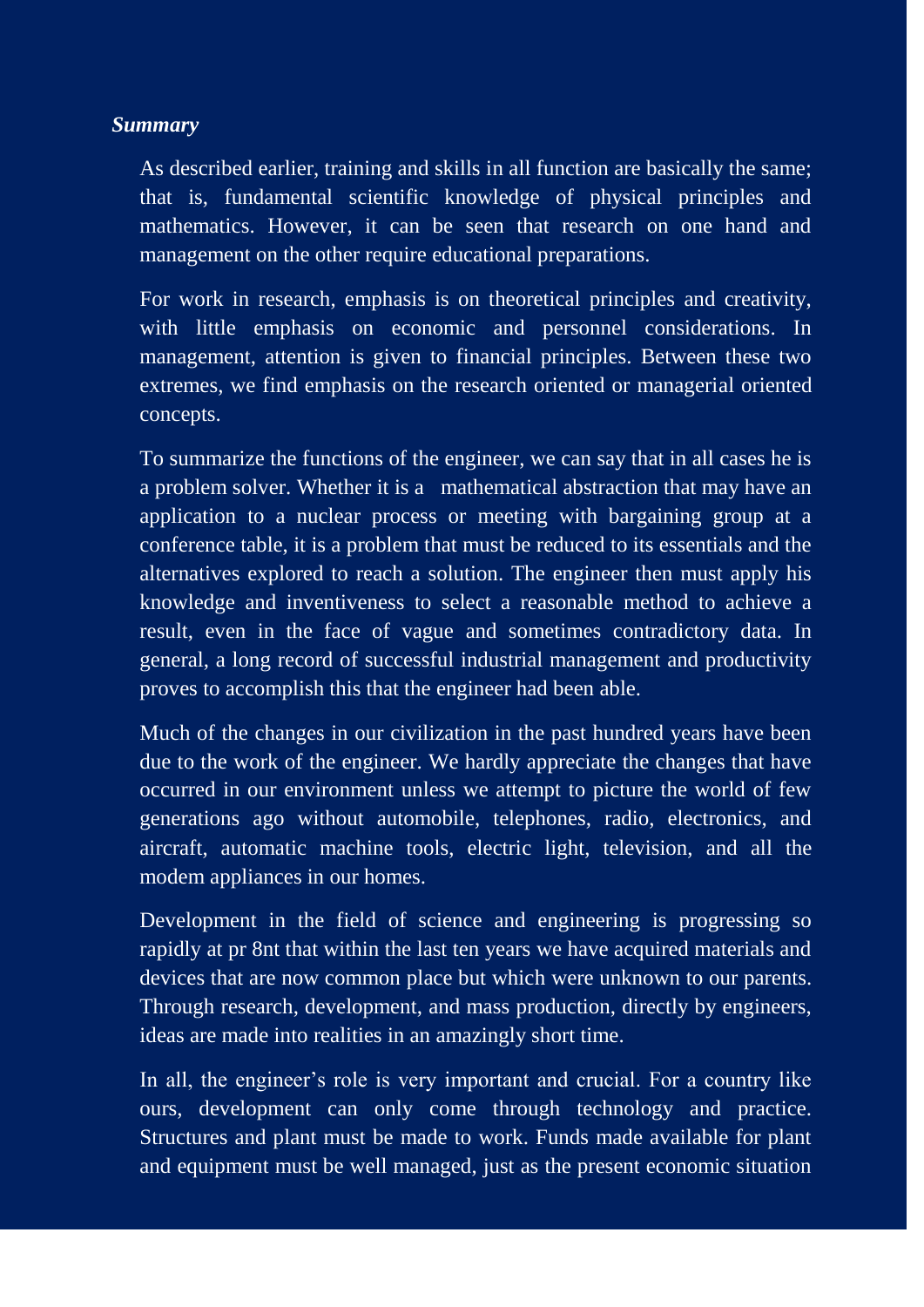***Summary***

As described earlier, training and skills in all function are basically the same; that is, fundamental scientific knowledge of physical principles and mathematics. However, it can be seen that research on one hand and management on the other require educational preparations.

For work in research, emphasis is on theoretical principles and creativity, with little emphasis on economic and personnel considerations. In management, attention is given to financial principles. Between these two extremes, we find emphasis on the research oriented or managerial oriented concepts.

To summarize the functions of the engineer, we can say that in all cases he is a problem solver. Whether it is a mathematical abstraction that may have an application to a nuclear process or meeting with bargaining group at a conference table, it is a problem that must be reduced to its essentials and the alternatives explored to reach a solution. The engineer then must apply his knowledge and inventiveness to select a reasonable method to achieve a result, even in the face of vague and sometimes contradictory data. In general, a long record of successful industrial management and productivity proves to accomplish this that the engineer had been able.

Much of the changes in our civilization in the past hundred years have been due to the work of the engineer. We hardly appreciate the changes that have occurred in our environment unless we attempt to picture the world of few generations ago without automobile, telephones, radio, electronics, and aircraft, automatic machine tools, electric light, television, and all the modem appliances in our homes.

Development in the field of science and engineering is progressing so rapidly at pr 8nt that within the last ten years we have acquired materials and devices that are now common place but which were unknown to our parents. Through research, development, and mass production, directly by engineers, ideas are made into realities in an amazingly short time.

In all, the engineer's role is very important and crucial. For a country like ours, development can only come through technology and practice. Structures and plant must be made to work. Funds made available for plant and equipment must be well managed, just as the present economic situation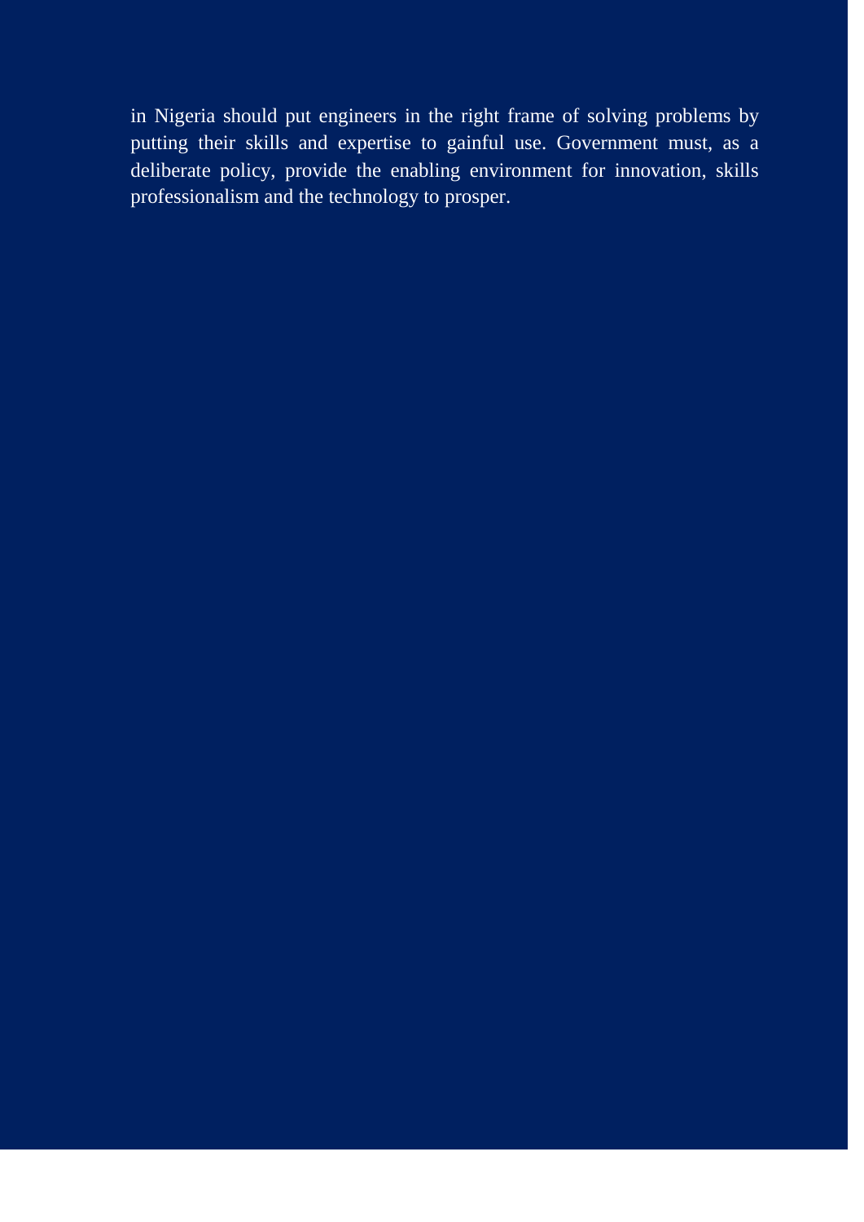in Nigeria should put engineers in the right frame of solving problems by putting their skills and expertise to gainful use. Government must, as a deliberate policy, provide the enabling environment for innovation, skills professionalism and the technology to prosper.